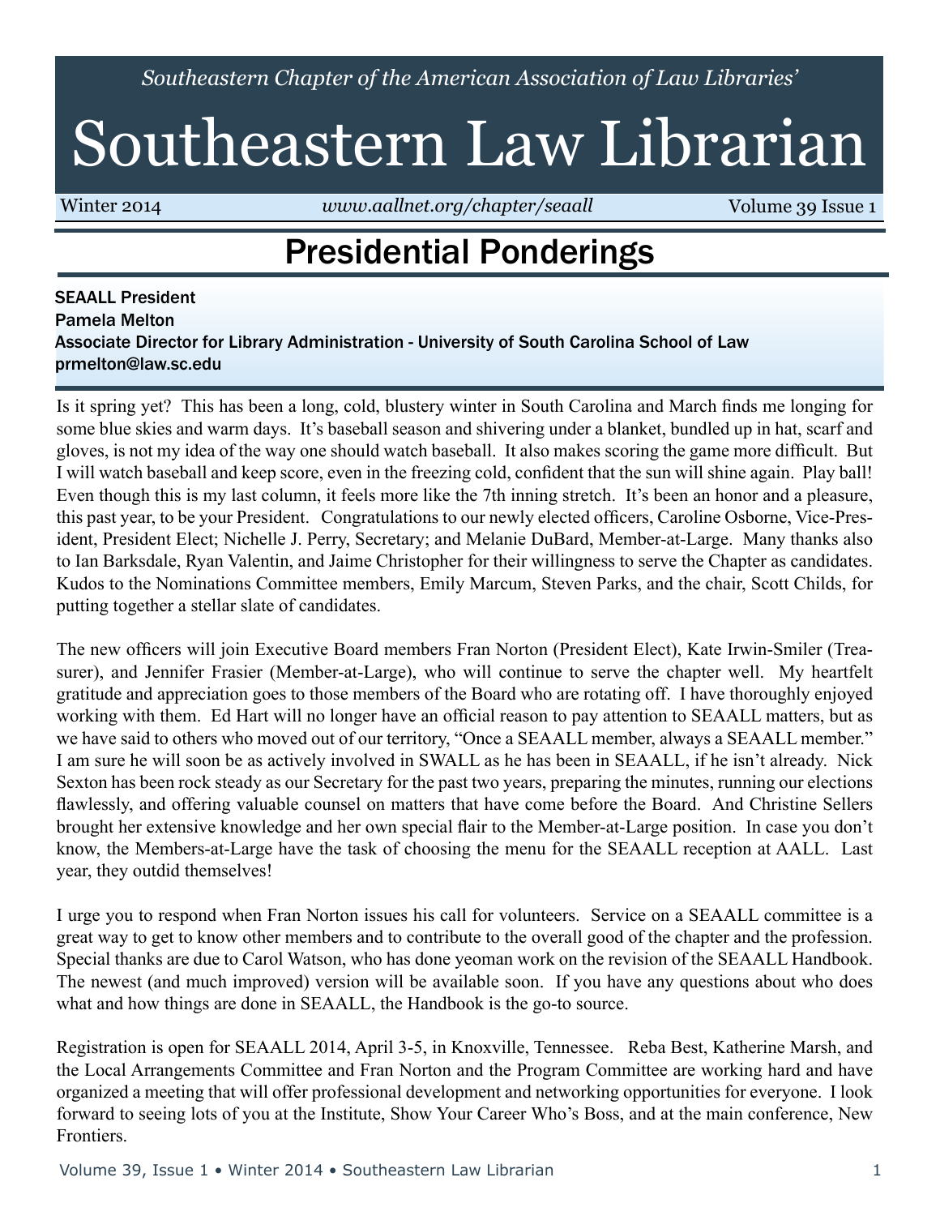*Southeastern Chapter of the American Association of Law Libraries'*

# Southeastern Law Librarian

Winter 2014 | *www.aallnet.org/chapter/seaall* | Volume 39 Issue 1

## Presidential Ponderings

SEAALL President
Pamela Melton
Associate Director for Library Administration - University of South Carolina School of Law
prmelton@law.sc.edu

Is it spring yet? This has been a long, cold, blustery winter in South Carolina and March finds me longing for some blue skies and warm days. It's baseball season and shivering under a blanket, bundled up in hat, scarf and gloves, is not my idea of the way one should watch baseball. It also makes scoring the game more difficult. But I will watch baseball and keep score, even in the freezing cold, confident that the sun will shine again. Play ball! Even though this is my last column, it feels more like the 7th inning stretch. It's been an honor and a pleasure, this past year, to be your President. Congratulations to our newly elected officers, Caroline Osborne, Vice-President, President Elect; Nichelle J. Perry, Secretary; and Melanie DuBard, Member-at-Large. Many thanks also to Ian Barksdale, Ryan Valentin, and Jaime Christopher for their willingness to serve the Chapter as candidates. Kudos to the Nominations Committee members, Emily Marcum, Steven Parks, and the chair, Scott Childs, for putting together a stellar slate of candidates.

The new officers will join Executive Board members Fran Norton (President Elect), Kate Irwin-Smiler (Treasurer), and Jennifer Frasier (Member-at-Large), who will continue to serve the chapter well. My heartfelt gratitude and appreciation goes to those members of the Board who are rotating off. I have thoroughly enjoyed working with them. Ed Hart will no longer have an official reason to pay attention to SEAALL matters, but as we have said to others who moved out of our territory, "Once a SEAALL member, always a SEAALL member." I am sure he will soon be as actively involved in SWALL as he has been in SEAALL, if he isn't already. Nick Sexton has been rock steady as our Secretary for the past two years, preparing the minutes, running our elections flawlessly, and offering valuable counsel on matters that have come before the Board. And Christine Sellers brought her extensive knowledge and her own special flair to the Member-at-Large position. In case you don't know, the Members-at-Large have the task of choosing the menu for the SEAALL reception at AALL. Last year, they outdid themselves!

I urge you to respond when Fran Norton issues his call for volunteers. Service on a SEAALL committee is a great way to get to know other members and to contribute to the overall good of the chapter and the profession. Special thanks are due to Carol Watson, who has done yeoman work on the revision of the SEAALL Handbook. The newest (and much improved) version will be available soon. If you have any questions about who does what and how things are done in SEAALL, the Handbook is the go-to source.

Registration is open for SEAALL 2014, April 3-5, in Knoxville, Tennessee. Reba Best, Katherine Marsh, and the Local Arrangements Committee and Fran Norton and the Program Committee are working hard and have organized a meeting that will offer professional development and networking opportunities for everyone. I look forward to seeing lots of you at the Institute, Show Your Career Who's Boss, and at the main conference, New Frontiers.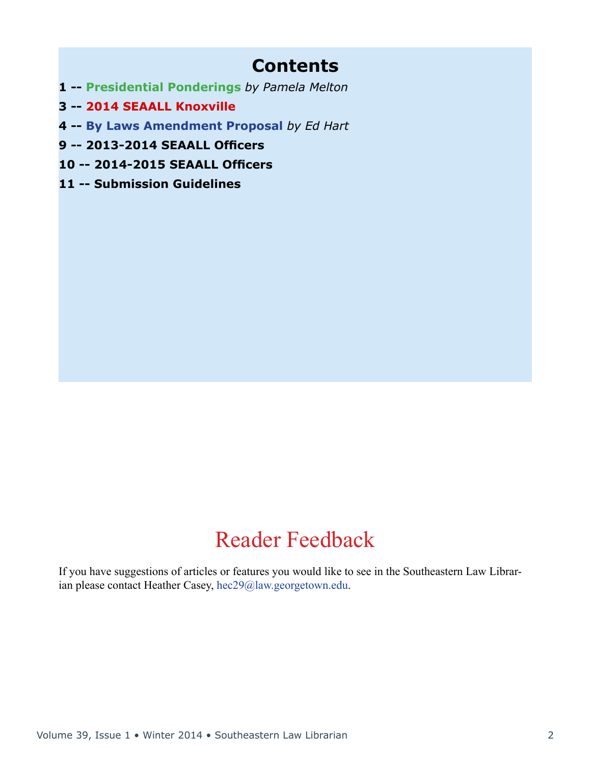# Contents

**1 -- Presidential Ponderings** *by Pamela Melton*

**3 -- 2014 SEAALL Knoxville**

**4 -- By Laws Amendment Proposal** *by Ed Hart*

**9 -- 2013-2014 SEAALL Officers**

**10 -- 2014-2015 SEAALL Officers**

**11 -- Submission Guidelines**

# Reader Feedback

If you have suggestions of articles or features you would like to see in the Southeastern Law Librarian please contact Heather Casey, hec29@law.georgetown.edu.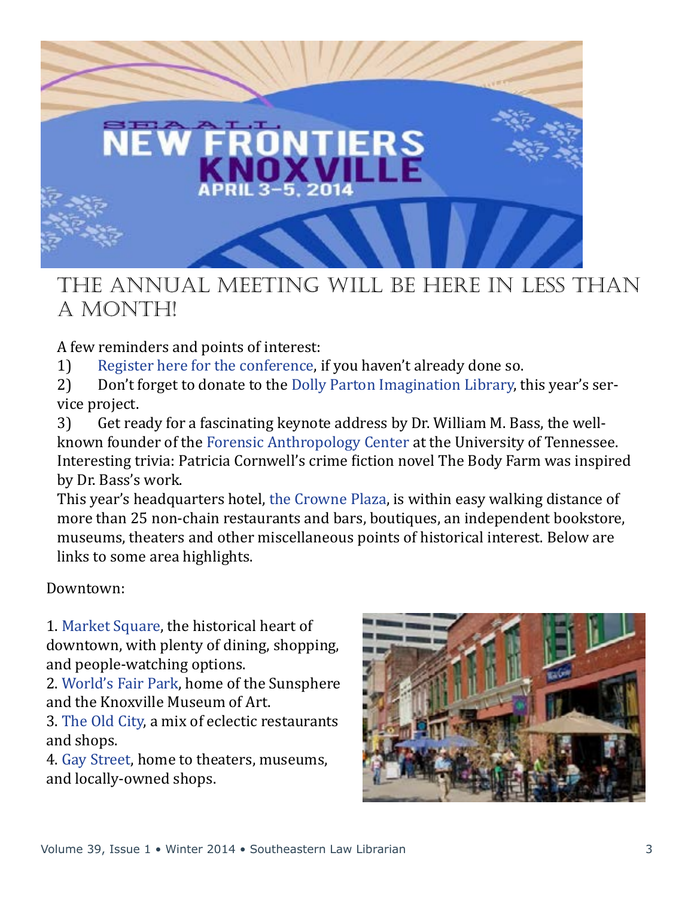# THE ANNUAL MEETING WILL BE HERE IN LESS THAN A MONTH!

A few reminders and points of interest:

1) Register here for the conference, if you haven't already done so.

2) Don't forget to donate to the Dolly Parton Imagination Library, this year's service project.

3) Get ready for a fascinating keynote address by Dr. William M. Bass, the well-known founder of the Forensic Anthropology Center at the University of Tennessee. Interesting trivia: Patricia Cornwell's crime fiction novel The Body Farm was inspired by Dr. Bass's work.

This year's headquarters hotel, the Crowne Plaza, is within easy walking distance of more than 25 non-chain restaurants and bars, boutiques, an independent bookstore, museums, theaters and other miscellaneous points of historical interest. Below are links to some area highlights.

Downtown:

1. Market Square, the historical heart of downtown, with plenty of dining, shopping, and people-watching options.
2. World's Fair Park, home of the Sunsphere and the Knoxville Museum of Art.
3. The Old City, a mix of eclectic restaurants and shops.
4. Gay Street, home to theaters, museums, and locally-owned shops.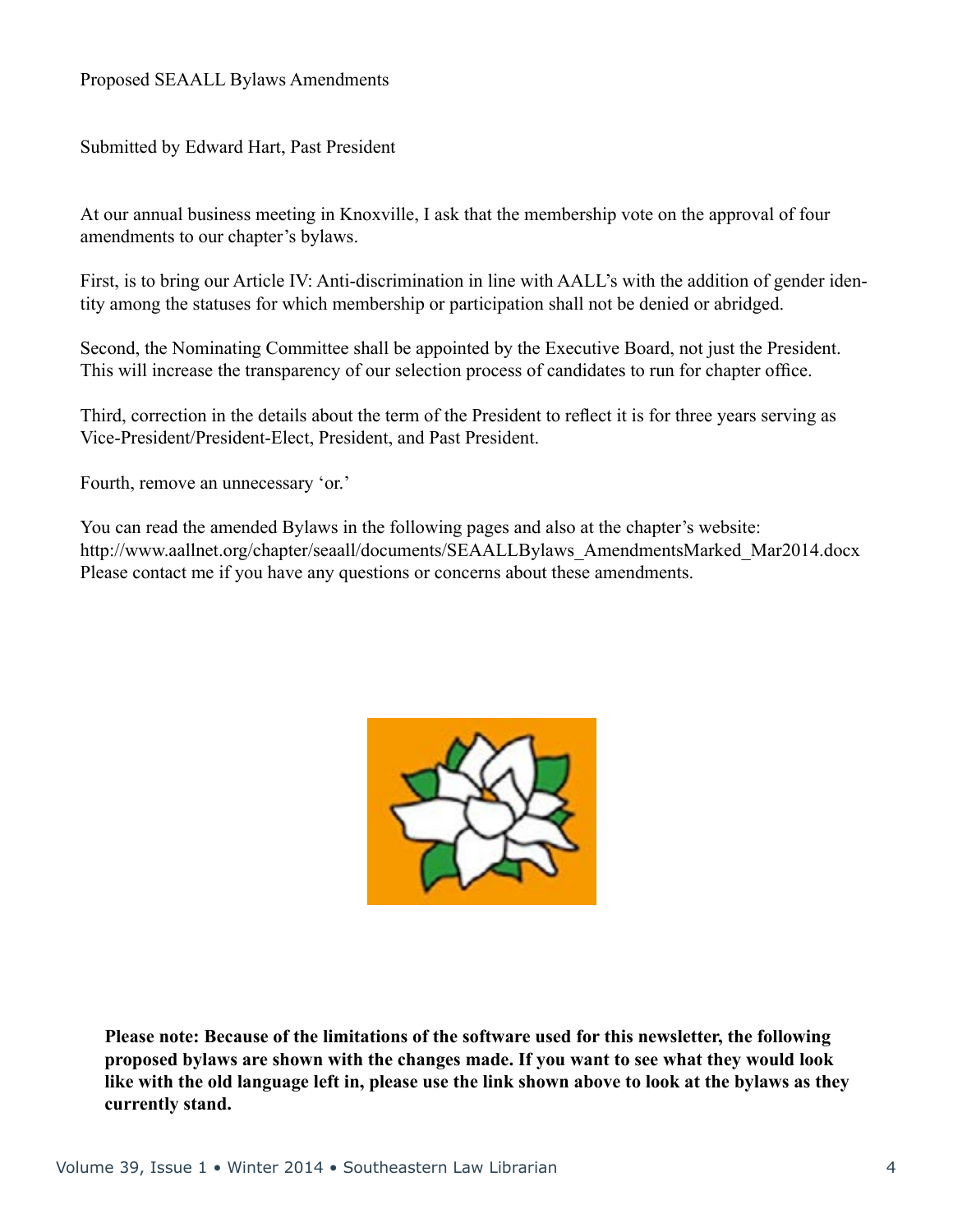Proposed SEAALL Bylaws Amendments

Submitted by Edward Hart, Past President

At our annual business meeting in Knoxville, I ask that the membership vote on the approval of four amendments to our chapter's bylaws.

First, is to bring our Article IV: Anti-discrimination in line with AALL's with the addition of gender identity among the statuses for which membership or participation shall not be denied or abridged.

Second, the Nominating Committee shall be appointed by the Executive Board, not just the President. This will increase the transparency of our selection process of candidates to run for chapter office.

Third, correction in the details about the term of the President to reflect it is for three years serving as Vice-President/President-Elect, President, and Past President.

Fourth, remove an unnecessary 'or.'

You can read the amended Bylaws in the following pages and also at the chapter's website: http://www.aallnet.org/chapter/seaall/documents/SEAALLBylaws_AmendmentsMarked_Mar2014.docx
Please contact me if you have any questions or concerns about these amendments.

**Please note: Because of the limitations of the software used for this newsletter, the following proposed bylaws are shown with the changes made. If you want to see what they would look like with the old language left in, please use the link shown above to look at the bylaws as they currently stand.**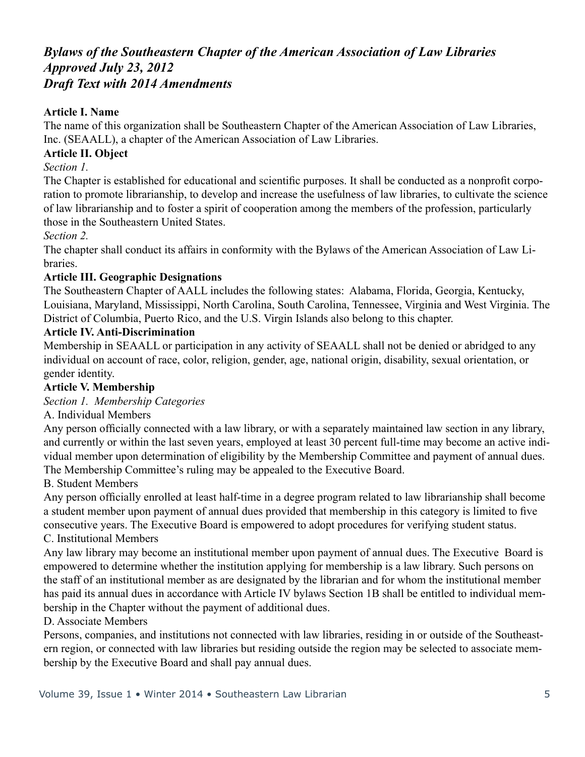# *Bylaws of the Southeastern Chapter of the American Association of Law Libraries Approved July 23, 2012 Draft Text with 2014 Amendments*

**Article I. Name**

The name of this organization shall be Southeastern Chapter of the American Association of Law Libraries, Inc. (SEAALL), a chapter of the American Association of Law Libraries.

**Article II. Object**

*Section 1.*

The Chapter is established for educational and scientific purposes. It shall be conducted as a nonprofit corporation to promote librarianship, to develop and increase the usefulness of law libraries, to cultivate the science of law librarianship and to foster a spirit of cooperation among the members of the profession, particularly those in the Southeastern United States.

*Section 2.*

The chapter shall conduct its affairs in conformity with the Bylaws of the American Association of Law Libraries.

**Article III. Geographic Designations**

The Southeastern Chapter of AALL includes the following states: Alabama, Florida, Georgia, Kentucky, Louisiana, Maryland, Mississippi, North Carolina, South Carolina, Tennessee, Virginia and West Virginia. The District of Columbia, Puerto Rico, and the U.S. Virgin Islands also belong to this chapter.

**Article IV. Anti-Discrimination**

Membership in SEAALL or participation in any activity of SEAALL shall not be denied or abridged to any individual on account of race, color, religion, gender, age, national origin, disability, sexual orientation, or gender identity.

**Article V. Membership**

*Section 1. Membership Categories*

A. Individual Members

Any person officially connected with a law library, or with a separately maintained law section in any library, and currently or within the last seven years, employed at least 30 percent full-time may become an active individual member upon determination of eligibility by the Membership Committee and payment of annual dues. The Membership Committee's ruling may be appealed to the Executive Board.

B. Student Members

Any person officially enrolled at least half-time in a degree program related to law librarianship shall become a student member upon payment of annual dues provided that membership in this category is limited to five consecutive years. The Executive Board is empowered to adopt procedures for verifying student status.

C. Institutional Members

Any law library may become an institutional member upon payment of annual dues. The Executive Board is empowered to determine whether the institution applying for membership is a law library. Such persons on the staff of an institutional member as are designated by the librarian and for whom the institutional member has paid its annual dues in accordance with Article IV bylaws Section 1B shall be entitled to individual membership in the Chapter without the payment of additional dues.

D. Associate Members

Persons, companies, and institutions not connected with law libraries, residing in or outside of the Southeastern region, or connected with law libraries but residing outside the region may be selected to associate membership by the Executive Board and shall pay annual dues.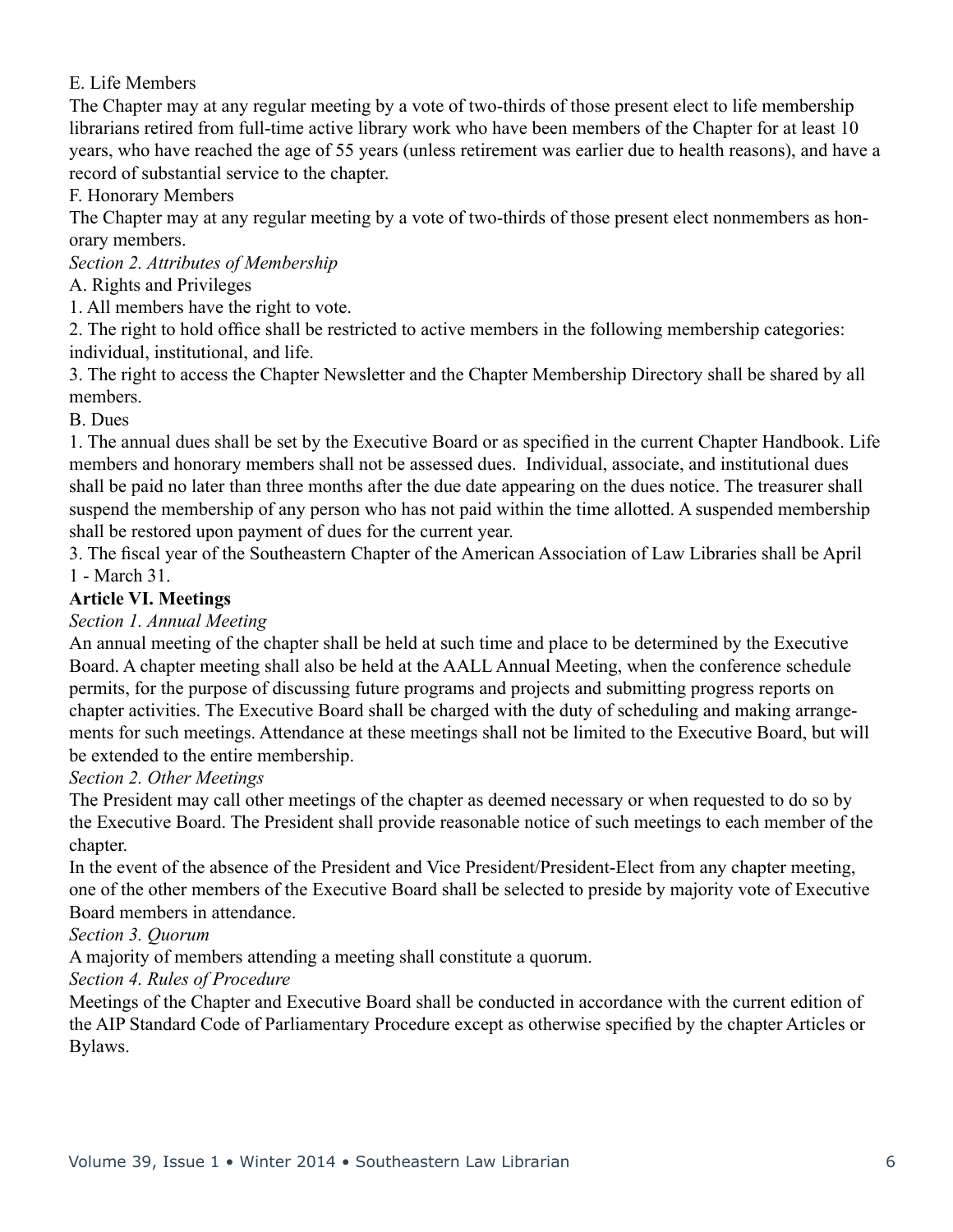E. Life Members

The Chapter may at any regular meeting by a vote of two-thirds of those present elect to life membership librarians retired from full-time active library work who have been members of the Chapter for at least 10 years, who have reached the age of 55 years (unless retirement was earlier due to health reasons), and have a record of substantial service to the chapter.

F. Honorary Members

The Chapter may at any regular meeting by a vote of two-thirds of those present elect nonmembers as honorary members.

*Section 2. Attributes of Membership*

A. Rights and Privileges

1. All members have the right to vote.
2. The right to hold office shall be restricted to active members in the following membership categories: individual, institutional, and life.
3. The right to access the Chapter Newsletter and the Chapter Membership Directory shall be shared by all members.

B. Dues

1. The annual dues shall be set by the Executive Board or as specified in the current Chapter Handbook. Life members and honorary members shall not be assessed dues. Individual, associate, and institutional dues shall be paid no later than three months after the due date appearing on the dues notice. The treasurer shall suspend the membership of any person who has not paid within the time allotted. A suspended membership shall be restored upon payment of dues for the current year.

3. The fiscal year of the Southeastern Chapter of the American Association of Law Libraries shall be April 1 - March 31.

**Article VI. Meetings**

*Section 1. Annual Meeting*

An annual meeting of the chapter shall be held at such time and place to be determined by the Executive Board. A chapter meeting shall also be held at the AALL Annual Meeting, when the conference schedule permits, for the purpose of discussing future programs and projects and submitting progress reports on chapter activities. The Executive Board shall be charged with the duty of scheduling and making arrangements for such meetings. Attendance at these meetings shall not be limited to the Executive Board, but will be extended to the entire membership.

*Section 2. Other Meetings*

The President may call other meetings of the chapter as deemed necessary or when requested to do so by the Executive Board. The President shall provide reasonable notice of such meetings to each member of the chapter.

In the event of the absence of the President and Vice President/President-Elect from any chapter meeting, one of the other members of the Executive Board shall be selected to preside by majority vote of Executive Board members in attendance.

*Section 3. Quorum*

A majority of members attending a meeting shall constitute a quorum.

*Section 4. Rules of Procedure*

Meetings of the Chapter and Executive Board shall be conducted in accordance with the current edition of the AIP Standard Code of Parliamentary Procedure except as otherwise specified by the chapter Articles or Bylaws.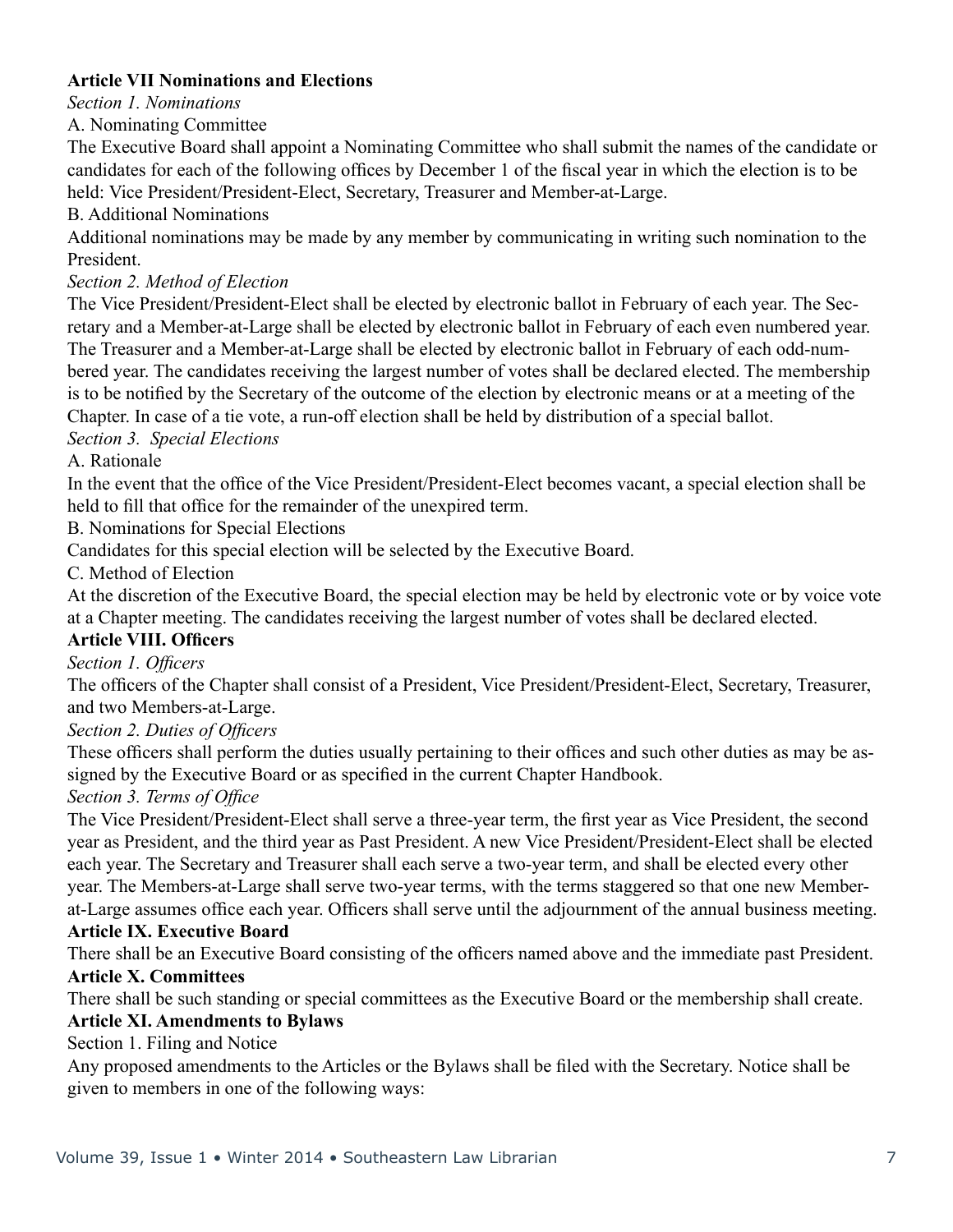**Article VII Nominations and Elections**

*Section 1. Nominations*

A. Nominating Committee

The Executive Board shall appoint a Nominating Committee who shall submit the names of the candidate or candidates for each of the following offices by December 1 of the fiscal year in which the election is to be held: Vice President/President-Elect, Secretary, Treasurer and Member-at-Large.

B. Additional Nominations

Additional nominations may be made by any member by communicating in writing such nomination to the President.

*Section 2. Method of Election*

The Vice President/President-Elect shall be elected by electronic ballot in February of each year. The Secretary and a Member-at-Large shall be elected by electronic ballot in February of each even numbered year. The Treasurer and a Member-at-Large shall be elected by electronic ballot in February of each odd-numbered year. The candidates receiving the largest number of votes shall be declared elected. The membership is to be notified by the Secretary of the outcome of the election by electronic means or at a meeting of the Chapter. In case of a tie vote, a run-off election shall be held by distribution of a special ballot.

*Section 3. Special Elections*

A. Rationale

In the event that the office of the Vice President/President-Elect becomes vacant, a special election shall be held to fill that office for the remainder of the unexpired term.

B. Nominations for Special Elections

Candidates for this special election will be selected by the Executive Board.

C. Method of Election

At the discretion of the Executive Board, the special election may be held by electronic vote or by voice vote at a Chapter meeting. The candidates receiving the largest number of votes shall be declared elected.

**Article VIII. Officers**

*Section 1. Officers*

The officers of the Chapter shall consist of a President, Vice President/President-Elect, Secretary, Treasurer, and two Members-at-Large.

*Section 2. Duties of Officers*

These officers shall perform the duties usually pertaining to their offices and such other duties as may be assigned by the Executive Board or as specified in the current Chapter Handbook.

*Section 3. Terms of Office*

The Vice President/President-Elect shall serve a three-year term, the first year as Vice President, the second year as President, and the third year as Past President. A new Vice President/President-Elect shall be elected each year. The Secretary and Treasurer shall each serve a two-year term, and shall be elected every other year. The Members-at-Large shall serve two-year terms, with the terms staggered so that one new Member-at-Large assumes office each year. Officers shall serve until the adjournment of the annual business meeting.

**Article IX. Executive Board**

There shall be an Executive Board consisting of the officers named above and the immediate past President.

**Article X. Committees**

There shall be such standing or special committees as the Executive Board or the membership shall create.

**Article XI. Amendments to Bylaws**

Section 1. Filing and Notice

Any proposed amendments to the Articles or the Bylaws shall be filed with the Secretary. Notice shall be given to members in one of the following ways: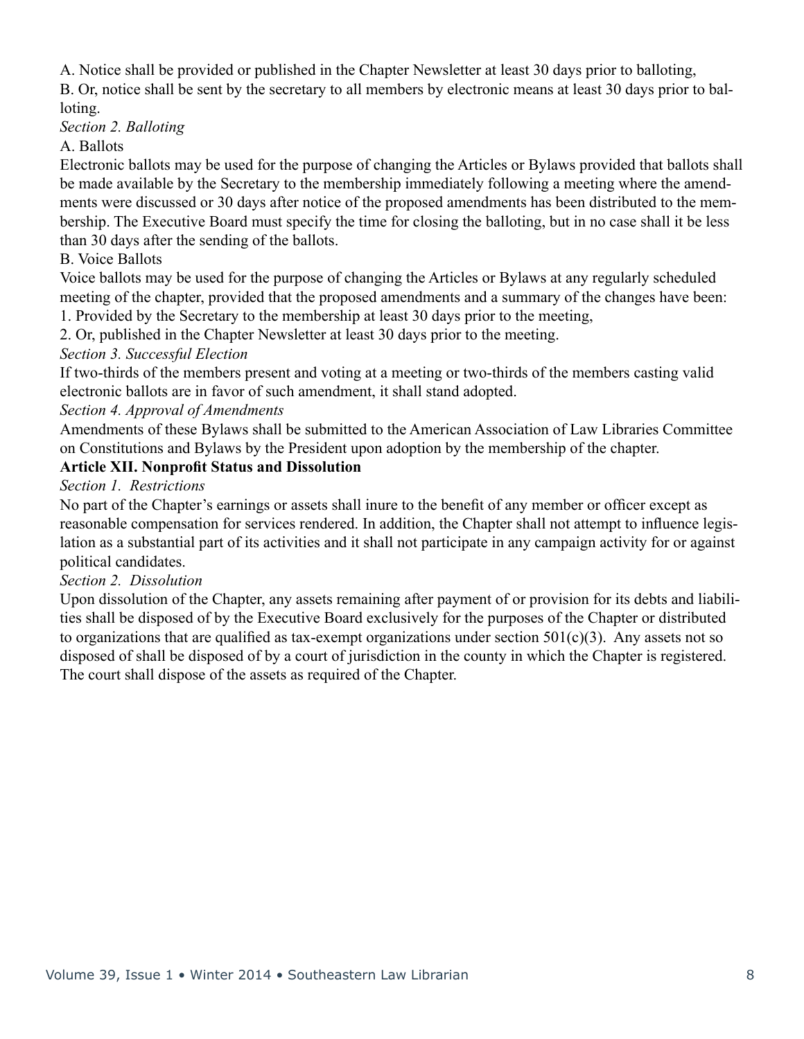A. Notice shall be provided or published in the Chapter Newsletter at least 30 days prior to balloting,

B. Or, notice shall be sent by the secretary to all members by electronic means at least 30 days prior to balloting.

*Section 2. Balloting*

A. Ballots

Electronic ballots may be used for the purpose of changing the Articles or Bylaws provided that ballots shall be made available by the Secretary to the membership immediately following a meeting where the amendments were discussed or 30 days after notice of the proposed amendments has been distributed to the membership. The Executive Board must specify the time for closing the balloting, but in no case shall it be less than 30 days after the sending of the ballots.

B. Voice Ballots

Voice ballots may be used for the purpose of changing the Articles or Bylaws at any regularly scheduled meeting of the chapter, provided that the proposed amendments and a summary of the changes have been:

1. Provided by the Secretary to the membership at least 30 days prior to the meeting,
2. Or, published in the Chapter Newsletter at least 30 days prior to the meeting.

*Section 3. Successful Election*

If two-thirds of the members present and voting at a meeting or two-thirds of the members casting valid electronic ballots are in favor of such amendment, it shall stand adopted.

*Section 4. Approval of Amendments*

Amendments of these Bylaws shall be submitted to the American Association of Law Libraries Committee on Constitutions and Bylaws by the President upon adoption by the membership of the chapter.

**Article XII. Nonprofit Status and Dissolution**

*Section 1. Restrictions*

No part of the Chapter's earnings or assets shall inure to the benefit of any member or officer except as reasonable compensation for services rendered. In addition, the Chapter shall not attempt to influence legislation as a substantial part of its activities and it shall not participate in any campaign activity for or against political candidates.

*Section 2. Dissolution*

Upon dissolution of the Chapter, any assets remaining after payment of or provision for its debts and liabilities shall be disposed of by the Executive Board exclusively for the purposes of the Chapter or distributed to organizations that are qualified as tax-exempt organizations under section 501(c)(3). Any assets not so disposed of shall be disposed of by a court of jurisdiction in the county in which the Chapter is registered. The court shall dispose of the assets as required of the Chapter.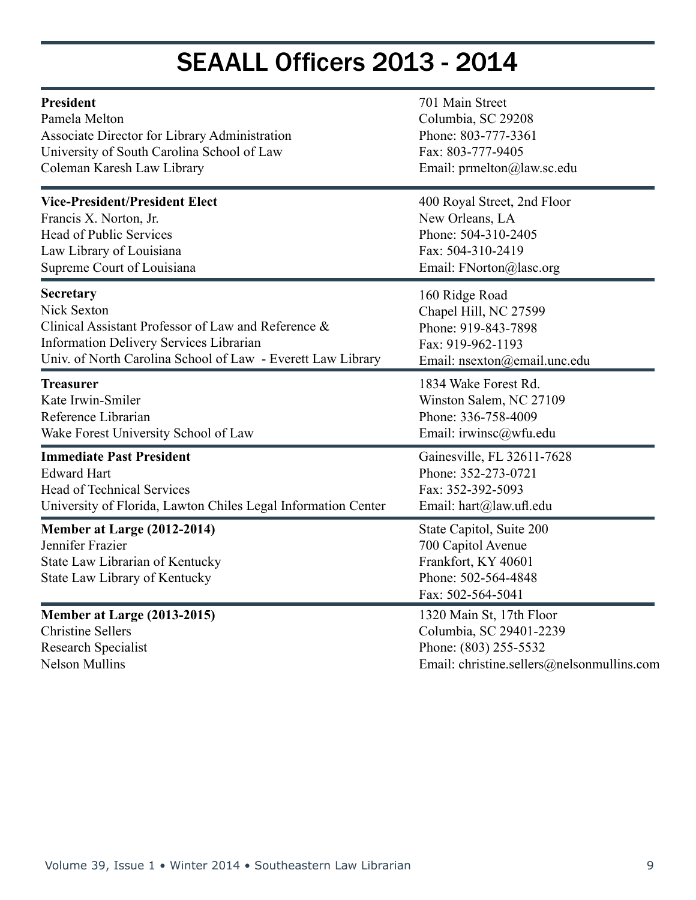# SEAALL Officers 2013 - 2014

**President**
Pamela Melton
Associate Director for Library Administration
University of South Carolina School of Law
Coleman Karesh Law Library

701 Main Street
Columbia, SC 29208
Phone: 803-777-3361
Fax: 803-777-9405
Email: prmelton@law.sc.edu

**Vice-President/President Elect**
Francis X. Norton, Jr.
Head of Public Services
Law Library of Louisiana
Supreme Court of Louisiana

400 Royal Street, 2nd Floor
New Orleans, LA
Phone: 504-310-2405
Fax: 504-310-2419
Email: FNorton@lasc.org

**Secretary**
Nick Sexton
Clinical Assistant Professor of Law and Reference & Information Delivery Services Librarian
Univ. of North Carolina School of Law - Everett Law Library

160 Ridge Road
Chapel Hill, NC 27599
Phone: 919-843-7898
Fax: 919-962-1193
Email: nsexton@email.unc.edu

**Treasurer**
Kate Irwin-Smiler
Reference Librarian
Wake Forest University School of Law

1834 Wake Forest Rd.
Winston Salem, NC 27109
Phone: 336-758-4009
Email: irwinsc@wfu.edu

**Immediate Past President**
Edward Hart
Head of Technical Services
University of Florida, Lawton Chiles Legal Information Center

Gainesville, FL 32611-7628
Phone: 352-273-0721
Fax: 352-392-5093
Email: hart@law.ufl.edu

**Member at Large (2012-2014)**
Jennifer Frazier
State Law Librarian of Kentucky
State Law Library of Kentucky

State Capitol, Suite 200
700 Capitol Avenue
Frankfort, KY 40601
Phone: 502-564-4848
Fax: 502-564-5041

**Member at Large (2013-2015)**
Christine Sellers
Research Specialist
Nelson Mullins

1320 Main St, 17th Floor
Columbia, SC 29401-2239
Phone: (803) 255-5532
Email: christine.sellers@nelsonmullins.com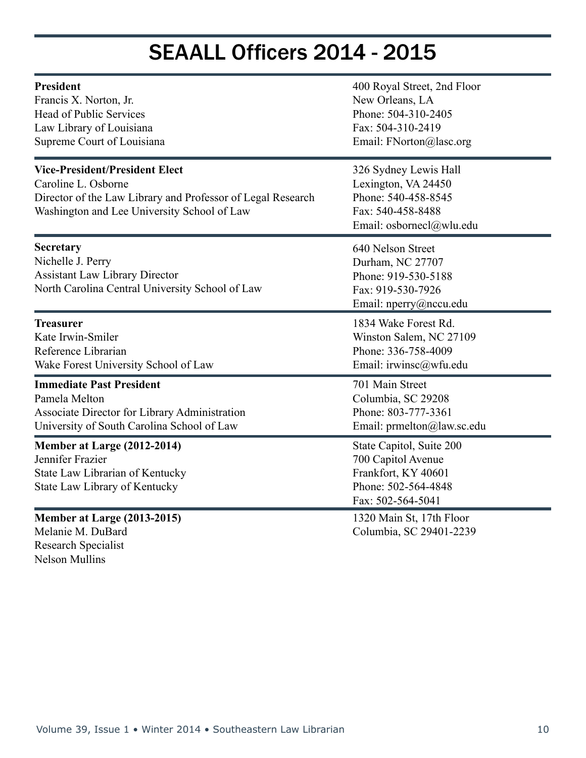# SEAALL Officers 2014 - 2015

**President**
Francis X. Norton, Jr.
Head of Public Services
Law Library of Louisiana
Supreme Court of Louisiana

400 Royal Street, 2nd Floor
New Orleans, LA
Phone: 504-310-2405
Fax: 504-310-2419
Email: FNorton@lasc.org

**Vice-President/President Elect**
Caroline L. Osborne
Director of the Law Library and Professor of Legal Research
Washington and Lee University School of Law

326 Sydney Lewis Hall
Lexington, VA 24450
Phone: 540-458-8545
Fax: 540-458-8488
Email: osbornecl@wlu.edu

**Secretary**
Nichelle J. Perry
Assistant Law Library Director
North Carolina Central University School of Law

640 Nelson Street
Durham, NC 27707
Phone: 919-530-5188
Fax: 919-530-7926
Email: nperry@nccu.edu

**Treasurer**
Kate Irwin-Smiler
Reference Librarian
Wake Forest University School of Law

1834 Wake Forest Rd.
Winston Salem, NC 27109
Phone: 336-758-4009
Email: irwinsc@wfu.edu

**Immediate Past President**
Pamela Melton
Associate Director for Library Administration
University of South Carolina School of Law

701 Main Street
Columbia, SC 29208
Phone: 803-777-3361
Email: prmelton@law.sc.edu

**Member at Large (2012-2014)**
Jennifer Frazier
State Law Librarian of Kentucky
State Law Library of Kentucky

State Capitol, Suite 200
700 Capitol Avenue
Frankfort, KY 40601
Phone: 502-564-4848
Fax: 502-564-5041

**Member at Large (2013-2015)**
Melanie M. DuBard
Research Specialist
Nelson Mullins

1320 Main St, 17th Floor
Columbia, SC 29401-2239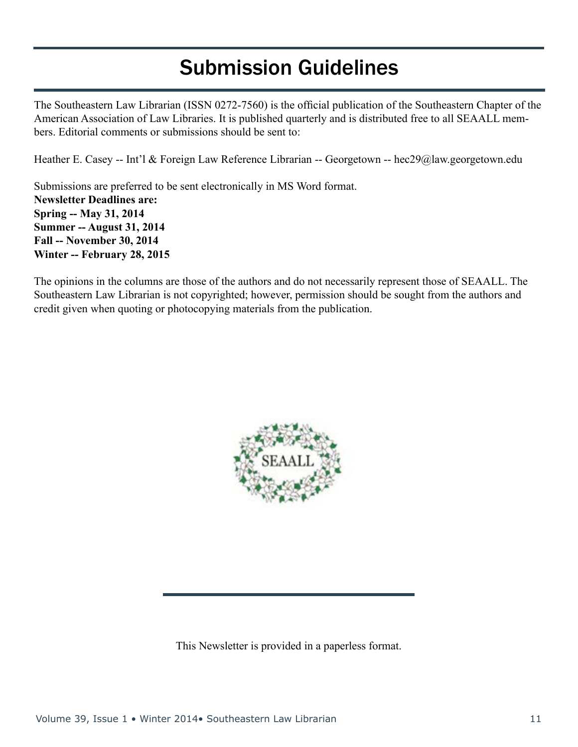# Submission Guidelines

The Southeastern Law Librarian (ISSN 0272-7560) is the official publication of the Southeastern Chapter of the American Association of Law Libraries. It is published quarterly and is distributed free to all SEAALL members. Editorial comments or submissions should be sent to:

Heather E. Casey -- Int'l & Foreign Law Reference Librarian -- Georgetown -- hec29@law.georgetown.edu

Submissions are preferred to be sent electronically in MS Word format.

**Newsletter Deadlines are:**
**Spring -- May 31, 2014**
**Summer -- August 31, 2014**
**Fall -- November 30, 2014**
**Winter -- February 28, 2015**

The opinions in the columns are those of the authors and do not necessarily represent those of SEAALL. The Southeastern Law Librarian is not copyrighted; however, permission should be sought from the authors and credit given when quoting or photocopying materials from the publication.

SEAALL

This Newsletter is provided in a paperless format.